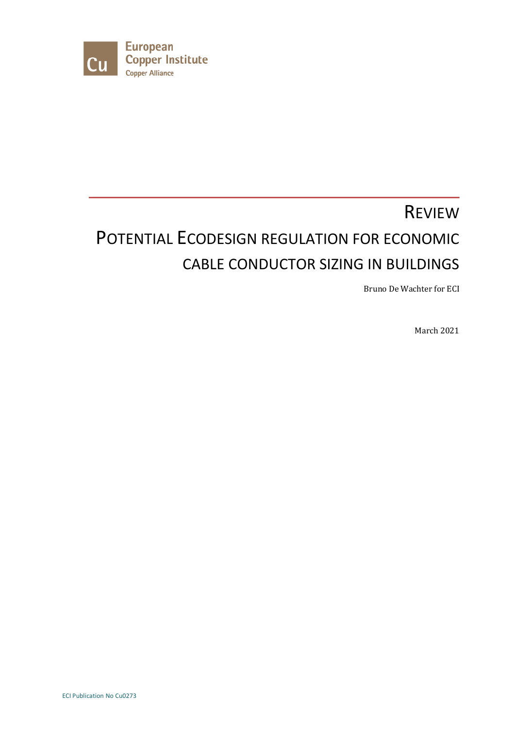European
Copper Institute
Copper Alliance

# Review

# Potential Ecodesign regulation for economic cable conductor sizing in buildings

Bruno De Wachter for ECI

March 2021

ECI Publication No Cu0273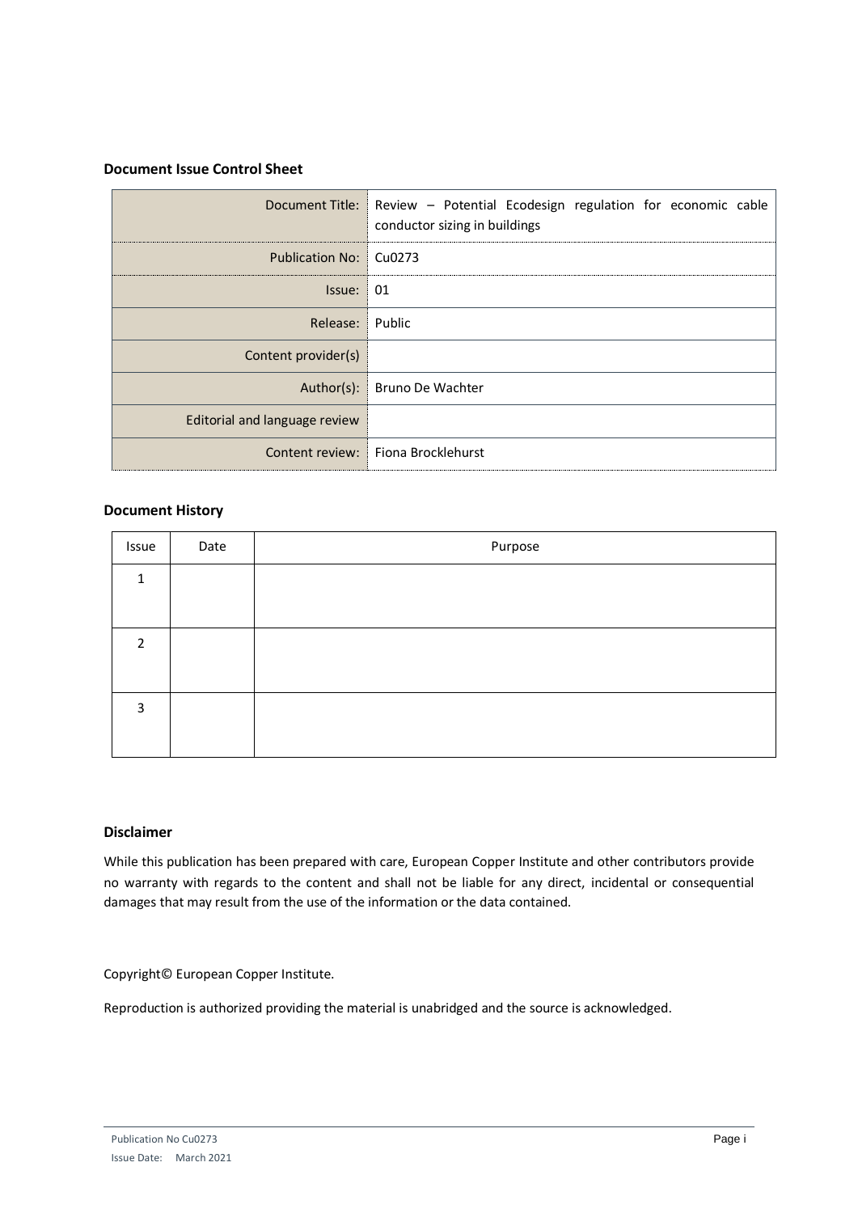**Document Issue Control Sheet**

| | |
|---|---|
| Document Title: | Review – Potential Ecodesign regulation for economic cable conductor sizing in buildings |
| Publication No: | Cu0273 |
| Issue: | 01 |
| Release: | Public |
| Content provider(s) | |
| Author(s): | Bruno De Wachter |
| Editorial and language review | |
| Content review: | Fiona Brocklehurst |

**Document History**

| Issue | Date | Purpose |
|---|---|---|
| 1 | | |
| 2 | | |
| 3 | | |

**Disclaimer**

While this publication has been prepared with care, European Copper Institute and other contributors provide no warranty with regards to the content and shall not be liable for any direct, incidental or consequential damages that may result from the use of the information or the data contained.

Copyright© European Copper Institute.

Reproduction is authorized providing the material is unabridged and the source is acknowledged.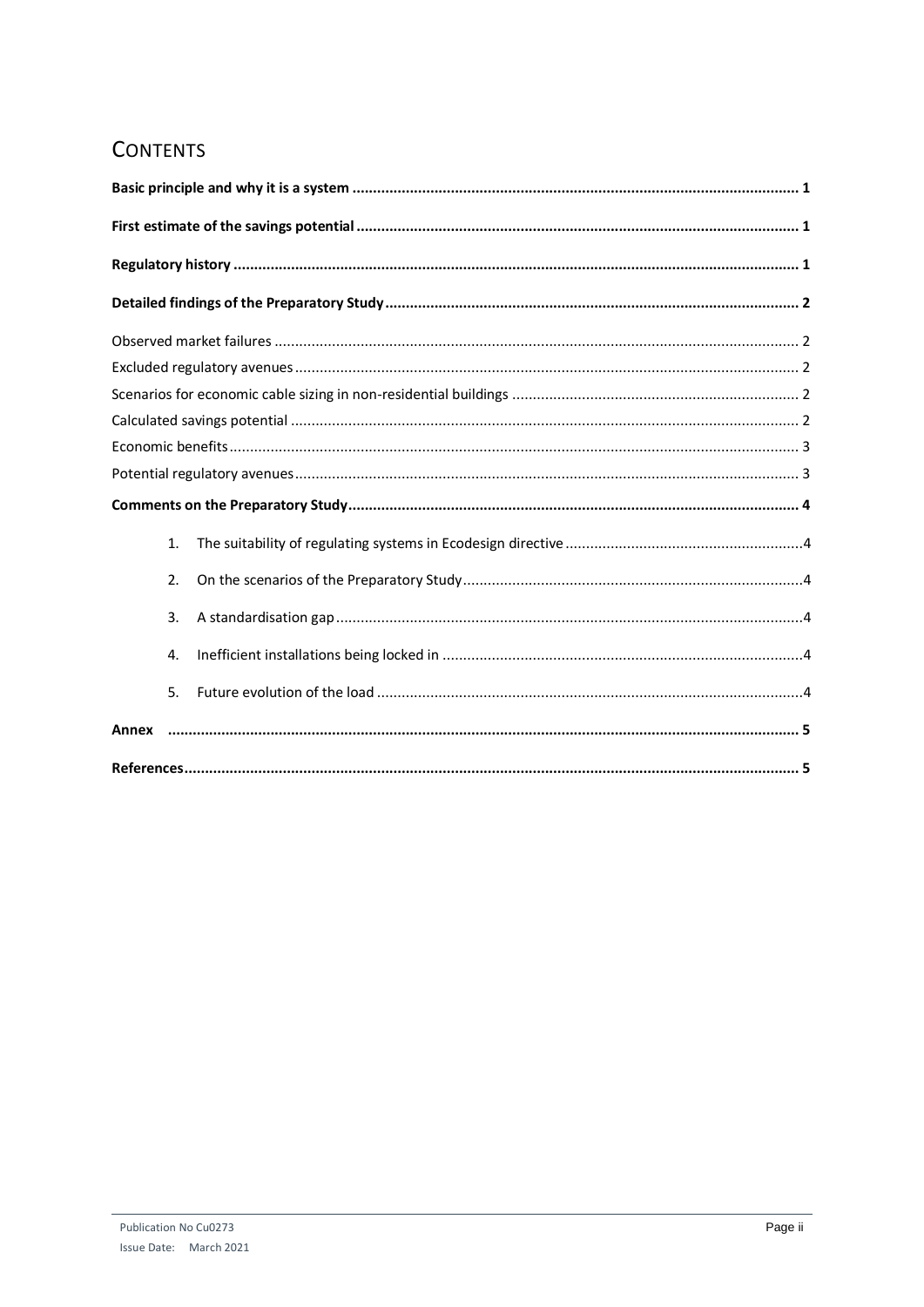# CONTENTS

**Basic principle and why it is a system** ............................................................ 1

**First estimate of the savings potential** ............................................................ 1

**Regulatory history** ............................................................ 1

**Detailed findings of the Preparatory Study** ............................................................ 2

Observed market failures ............................................................ 2

Excluded regulatory avenues ............................................................ 2

Scenarios for economic cable sizing in non-residential buildings ............................................................ 2

Calculated savings potential ............................................................ 2

Economic benefits ............................................................ 3

Potential regulatory avenues ............................................................ 3

**Comments on the Preparatory Study** ............................................................ 4

1. The suitability of regulating systems in Ecodesign directive ............................................................ 4
2. On the scenarios of the Preparatory Study ............................................................ 4
3. A standardisation gap ............................................................ 4
4. Inefficient installations being locked in ............................................................ 4
5. Future evolution of the load ............................................................ 4

**Annex** ............................................................ 5

**References** ............................................................ 5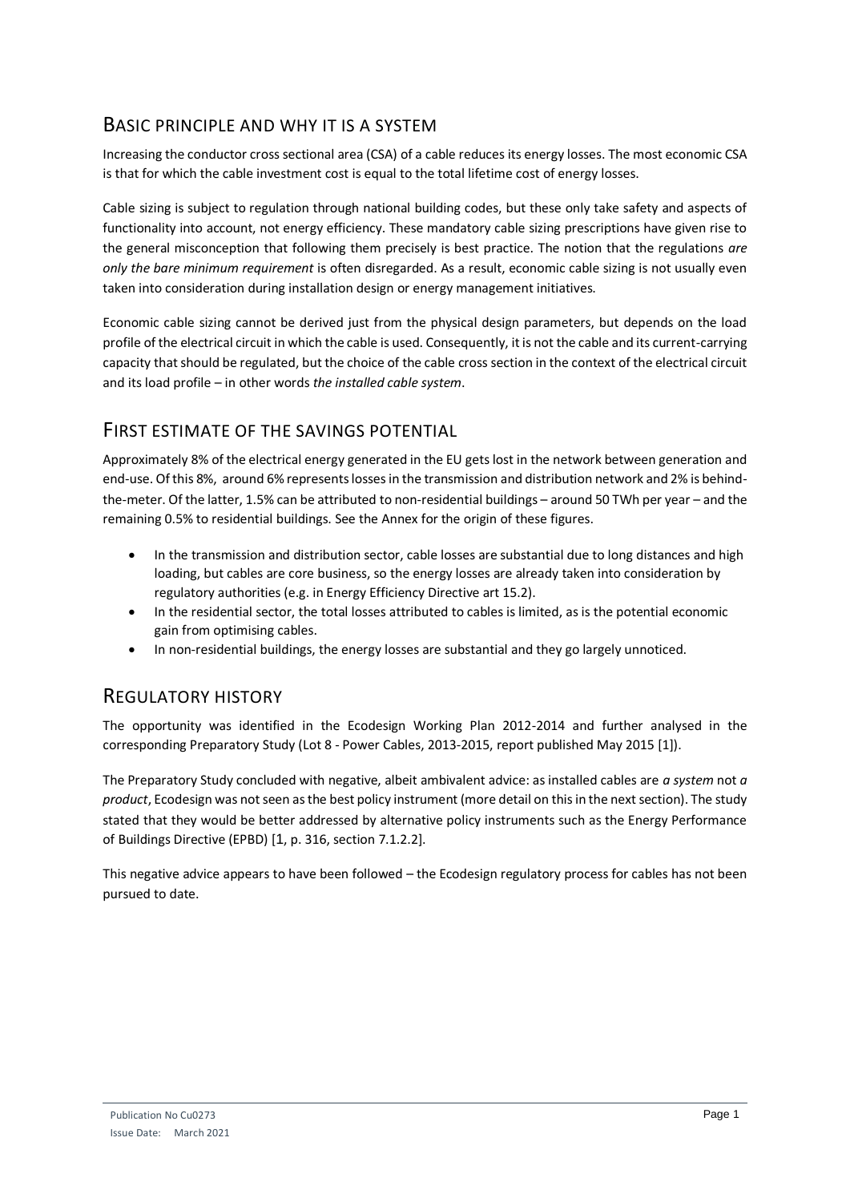## Basic principle and why it is a system

Increasing the conductor cross sectional area (CSA) of a cable reduces its energy losses. The most economic CSA is that for which the cable investment cost is equal to the total lifetime cost of energy losses.

Cable sizing is subject to regulation through national building codes, but these only take safety and aspects of functionality into account, not energy efficiency. These mandatory cable sizing prescriptions have given rise to the general misconception that following them precisely is best practice. The notion that the regulations *are only the bare minimum requirement* is often disregarded. As a result, economic cable sizing is not usually even taken into consideration during installation design or energy management initiatives.

Economic cable sizing cannot be derived just from the physical design parameters, but depends on the load profile of the electrical circuit in which the cable is used. Consequently, it is not the cable and its current-carrying capacity that should be regulated, but the choice of the cable cross section in the context of the electrical circuit and its load profile – in other words *the installed cable system*.

## First estimate of the savings potential

Approximately 8% of the electrical energy generated in the EU gets lost in the network between generation and end-use. Of this 8%, around 6% represents losses in the transmission and distribution network and 2% is behind-the-meter. Of the latter, 1.5% can be attributed to non-residential buildings – around 50 TWh per year – and the remaining 0.5% to residential buildings. See the Annex for the origin of these figures.

- In the transmission and distribution sector, cable losses are substantial due to long distances and high loading, but cables are core business, so the energy losses are already taken into consideration by regulatory authorities (e.g. in Energy Efficiency Directive art 15.2).
- In the residential sector, the total losses attributed to cables is limited, as is the potential economic gain from optimising cables.
- In non-residential buildings, the energy losses are substantial and they go largely unnoticed.

## Regulatory history

The opportunity was identified in the Ecodesign Working Plan 2012-2014 and further analysed in the corresponding Preparatory Study (Lot 8 - Power Cables, 2013-2015, report published May 2015 [1]).

The Preparatory Study concluded with negative, albeit ambivalent advice: as installed cables are *a system* not *a product*, Ecodesign was not seen as the best policy instrument (more detail on this in the next section). The study stated that they would be better addressed by alternative policy instruments such as the Energy Performance of Buildings Directive (EPBD) [1, p. 316, section 7.1.2.2].

This negative advice appears to have been followed – the Ecodesign regulatory process for cables has not been pursued to date.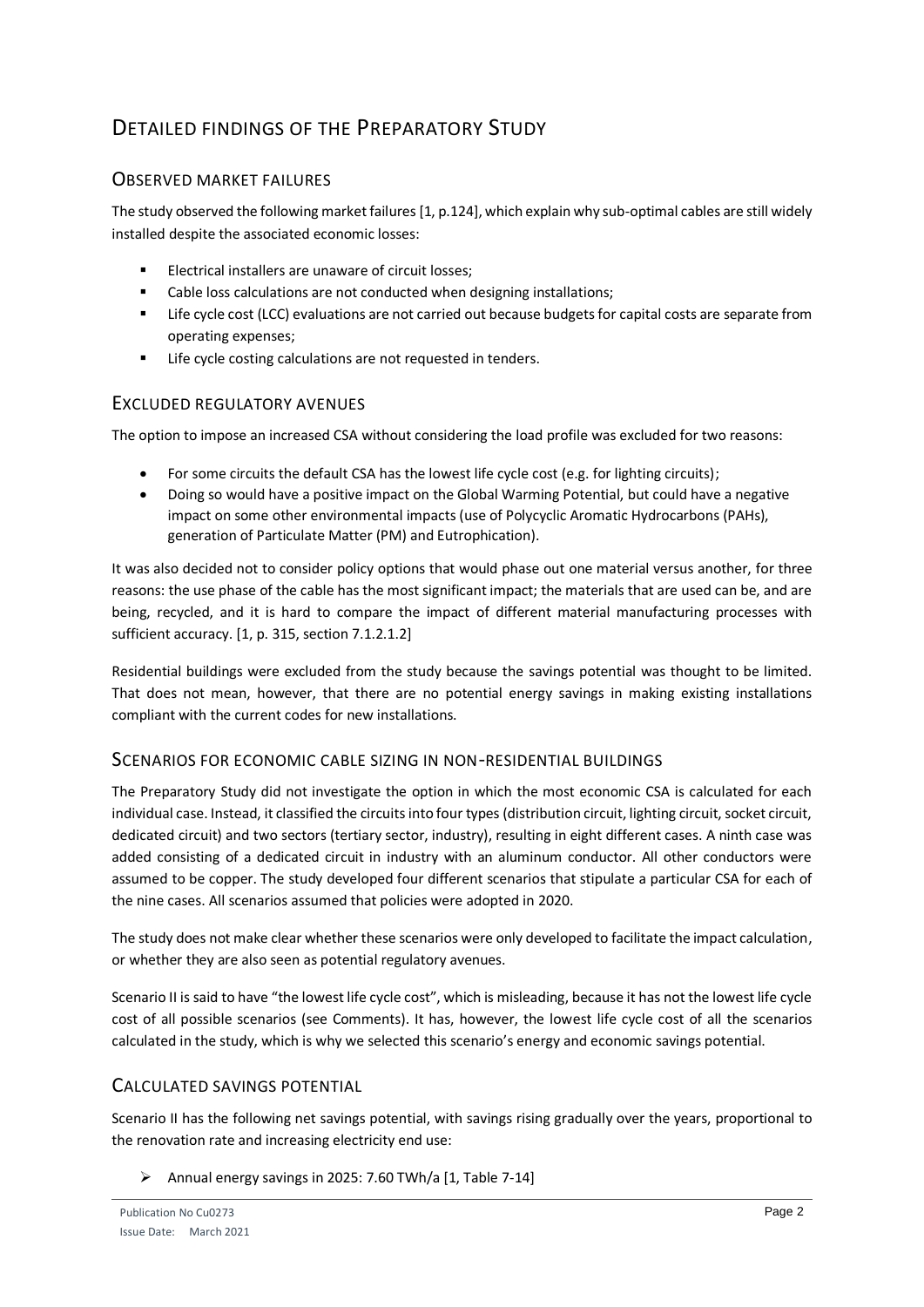# Detailed findings of the Preparatory Study

## Observed market failures

The study observed the following market failures [1, p.124], which explain why sub-optimal cables are still widely installed despite the associated economic losses:

- Electrical installers are unaware of circuit losses;
- Cable loss calculations are not conducted when designing installations;
- Life cycle cost (LCC) evaluations are not carried out because budgets for capital costs are separate from operating expenses;
- Life cycle costing calculations are not requested in tenders.

## Excluded regulatory avenues

The option to impose an increased CSA without considering the load profile was excluded for two reasons:

- For some circuits the default CSA has the lowest life cycle cost (e.g. for lighting circuits);
- Doing so would have a positive impact on the Global Warming Potential, but could have a negative impact on some other environmental impacts (use of Polycyclic Aromatic Hydrocarbons (PAHs), generation of Particulate Matter (PM) and Eutrophication).

It was also decided not to consider policy options that would phase out one material versus another, for three reasons: the use phase of the cable has the most significant impact; the materials that are used can be, and are being, recycled, and it is hard to compare the impact of different material manufacturing processes with sufficient accuracy. [1, p. 315, section 7.1.2.1.2]

Residential buildings were excluded from the study because the savings potential was thought to be limited. That does not mean, however, that there are no potential energy savings in making existing installations compliant with the current codes for new installations.

## Scenarios for economic cable sizing in non-residential buildings

The Preparatory Study did not investigate the option in which the most economic CSA is calculated for each individual case. Instead, it classified the circuits into four types (distribution circuit, lighting circuit, socket circuit, dedicated circuit) and two sectors (tertiary sector, industry), resulting in eight different cases. A ninth case was added consisting of a dedicated circuit in industry with an aluminum conductor. All other conductors were assumed to be copper. The study developed four different scenarios that stipulate a particular CSA for each of the nine cases. All scenarios assumed that policies were adopted in 2020.

The study does not make clear whether these scenarios were only developed to facilitate the impact calculation, or whether they are also seen as potential regulatory avenues.

Scenario II is said to have "the lowest life cycle cost", which is misleading, because it has not the lowest life cycle cost of all possible scenarios (see Comments). It has, however, the lowest life cycle cost of all the scenarios calculated in the study, which is why we selected this scenario's energy and economic savings potential.

## Calculated savings potential

Scenario II has the following net savings potential, with savings rising gradually over the years, proportional to the renovation rate and increasing electricity end use:

- Annual energy savings in 2025: 7.60 TWh/a [1, Table 7-14]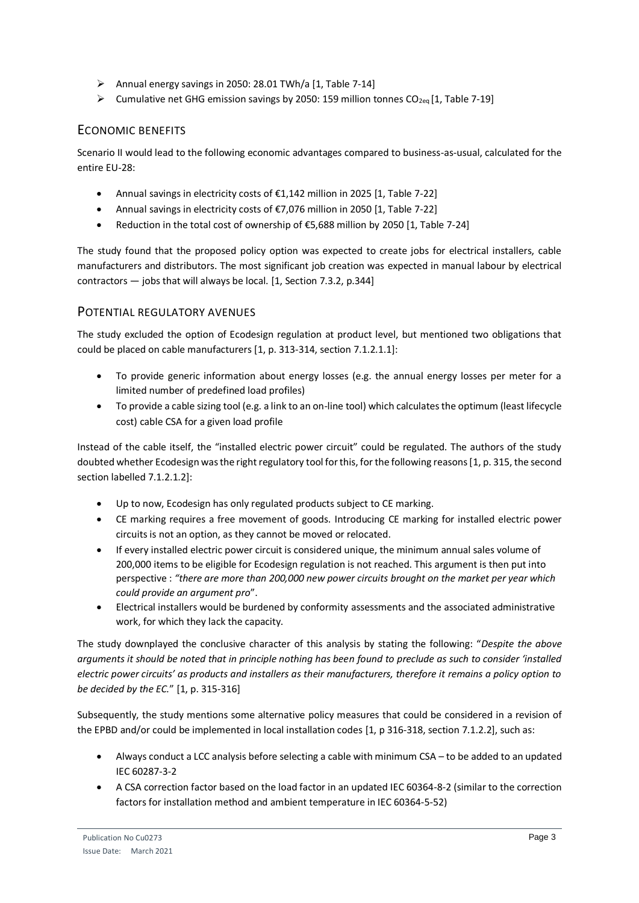- Annual energy savings in 2050: 28.01 TWh/a [1, Table 7-14]
- Cumulative net GHG emission savings by 2050: 159 million tonnes $CO_{2eq}$ [1, Table 7-19]

## Economic benefits

Scenario II would lead to the following economic advantages compared to business-as-usual, calculated for the entire EU-28:

- Annual savings in electricity costs of €1,142 million in 2025 [1, Table 7-22]
- Annual savings in electricity costs of €7,076 million in 2050 [1, Table 7-22]
- Reduction in the total cost of ownership of €5,688 million by 2050 [1, Table 7-24]

The study found that the proposed policy option was expected to create jobs for electrical installers, cable manufacturers and distributors. The most significant job creation was expected in manual labour by electrical contractors — jobs that will always be local. [1, Section 7.3.2, p.344]

## Potential regulatory avenues

The study excluded the option of Ecodesign regulation at product level, but mentioned two obligations that could be placed on cable manufacturers [1, p. 313-314, section 7.1.2.1.1]:

- To provide generic information about energy losses (e.g. the annual energy losses per meter for a limited number of predefined load profiles)
- To provide a cable sizing tool (e.g. a link to an on-line tool) which calculates the optimum (least lifecycle cost) cable CSA for a given load profile

Instead of the cable itself, the "installed electric power circuit" could be regulated. The authors of the study doubted whether Ecodesign was the right regulatory tool for this, for the following reasons [1, p. 315, the second section labelled 7.1.2.1.2]:

- Up to now, Ecodesign has only regulated products subject to CE marking.
- CE marking requires a free movement of goods. Introducing CE marking for installed electric power circuits is not an option, as they cannot be moved or relocated.
- If every installed electric power circuit is considered unique, the minimum annual sales volume of 200,000 items to be eligible for Ecodesign regulation is not reached. This argument is then put into perspective : *"there are more than 200,000 new power circuits brought on the market per year which could provide an argument pro*".
- Electrical installers would be burdened by conformity assessments and the associated administrative work, for which they lack the capacity.

The study downplayed the conclusive character of this analysis by stating the following: "*Despite the above arguments it should be noted that in principle nothing has been found to preclude as such to consider 'installed electric power circuits' as products and installers as their manufacturers, therefore it remains a policy option to be decided by the EC.*" [1, p. 315-316]

Subsequently, the study mentions some alternative policy measures that could be considered in a revision of the EPBD and/or could be implemented in local installation codes [1, p 316-318, section 7.1.2.2], such as:

- Always conduct a LCC analysis before selecting a cable with minimum CSA – to be added to an updated IEC 60287-3-2
- A CSA correction factor based on the load factor in an updated IEC 60364-8-2 (similar to the correction factors for installation method and ambient temperature in IEC 60364-5-52)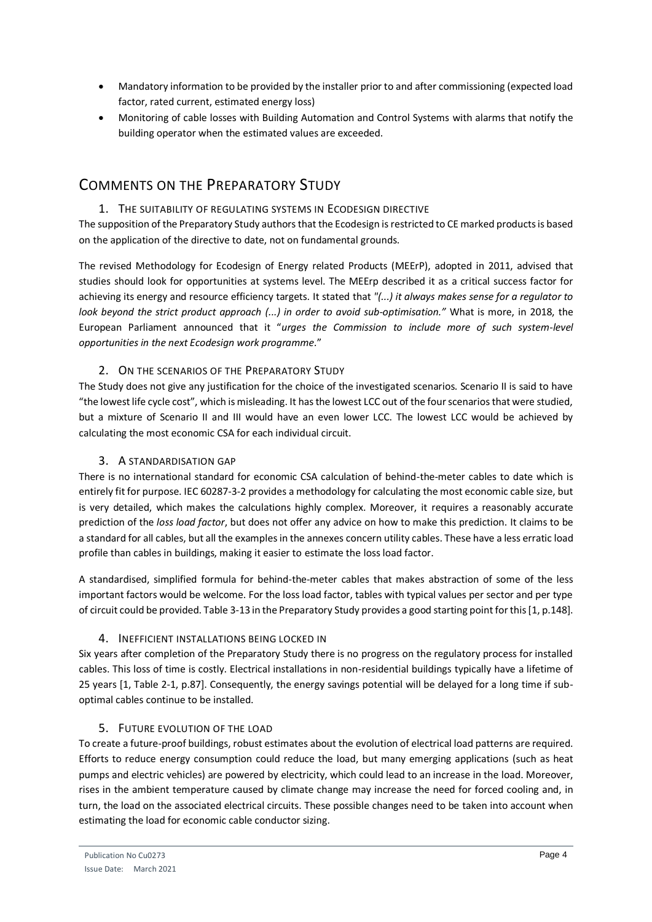- Mandatory information to be provided by the installer prior to and after commissioning (expected load factor, rated current, estimated energy loss)
- Monitoring of cable losses with Building Automation and Control Systems with alarms that notify the building operator when the estimated values are exceeded.

## Comments on the Preparatory Study

### 1. The suitability of regulating systems in Ecodesign directive

The supposition of the Preparatory Study authors that the Ecodesign is restricted to CE marked products is based on the application of the directive to date, not on fundamental grounds.

The revised Methodology for Ecodesign of Energy related Products (MEErP), adopted in 2011, advised that studies should look for opportunities at systems level. The MEErp described it as a critical success factor for achieving its energy and resource efficiency targets. It stated that *"(...) it always makes sense for a regulator to look beyond the strict product approach (...) in order to avoid sub-optimisation."* What is more, in 2018, the European Parliament announced that it "*urges the Commission to include more of such system-level opportunities in the next Ecodesign work programme*."

### 2. On the scenarios of the Preparatory Study

The Study does not give any justification for the choice of the investigated scenarios. Scenario II is said to have "the lowest life cycle cost", which is misleading. It has the lowest LCC out of the four scenarios that were studied, but a mixture of Scenario II and III would have an even lower LCC. The lowest LCC would be achieved by calculating the most economic CSA for each individual circuit.

### 3. A standardisation gap

There is no international standard for economic CSA calculation of behind-the-meter cables to date which is entirely fit for purpose. IEC 60287-3-2 provides a methodology for calculating the most economic cable size, but is very detailed, which makes the calculations highly complex. Moreover, it requires a reasonably accurate prediction of the *loss load factor*, but does not offer any advice on how to make this prediction. It claims to be a standard for all cables, but all the examples in the annexes concern utility cables. These have a less erratic load profile than cables in buildings, making it easier to estimate the loss load factor.

A standardised, simplified formula for behind-the-meter cables that makes abstraction of some of the less important factors would be welcome. For the loss load factor, tables with typical values per sector and per type of circuit could be provided. Table 3-13 in the Preparatory Study provides a good starting point for this [1, p.148].

### 4. Inefficient installations being locked in

Six years after completion of the Preparatory Study there is no progress on the regulatory process for installed cables. This loss of time is costly. Electrical installations in non-residential buildings typically have a lifetime of 25 years [1, Table 2-1, p.87]. Consequently, the energy savings potential will be delayed for a long time if sub-optimal cables continue to be installed.

### 5. Future evolution of the load

To create a future-proof buildings, robust estimates about the evolution of electrical load patterns are required. Efforts to reduce energy consumption could reduce the load, but many emerging applications (such as heat pumps and electric vehicles) are powered by electricity, which could lead to an increase in the load. Moreover, rises in the ambient temperature caused by climate change may increase the need for forced cooling and, in turn, the load on the associated electrical circuits. These possible changes need to be taken into account when estimating the load for economic cable conductor sizing.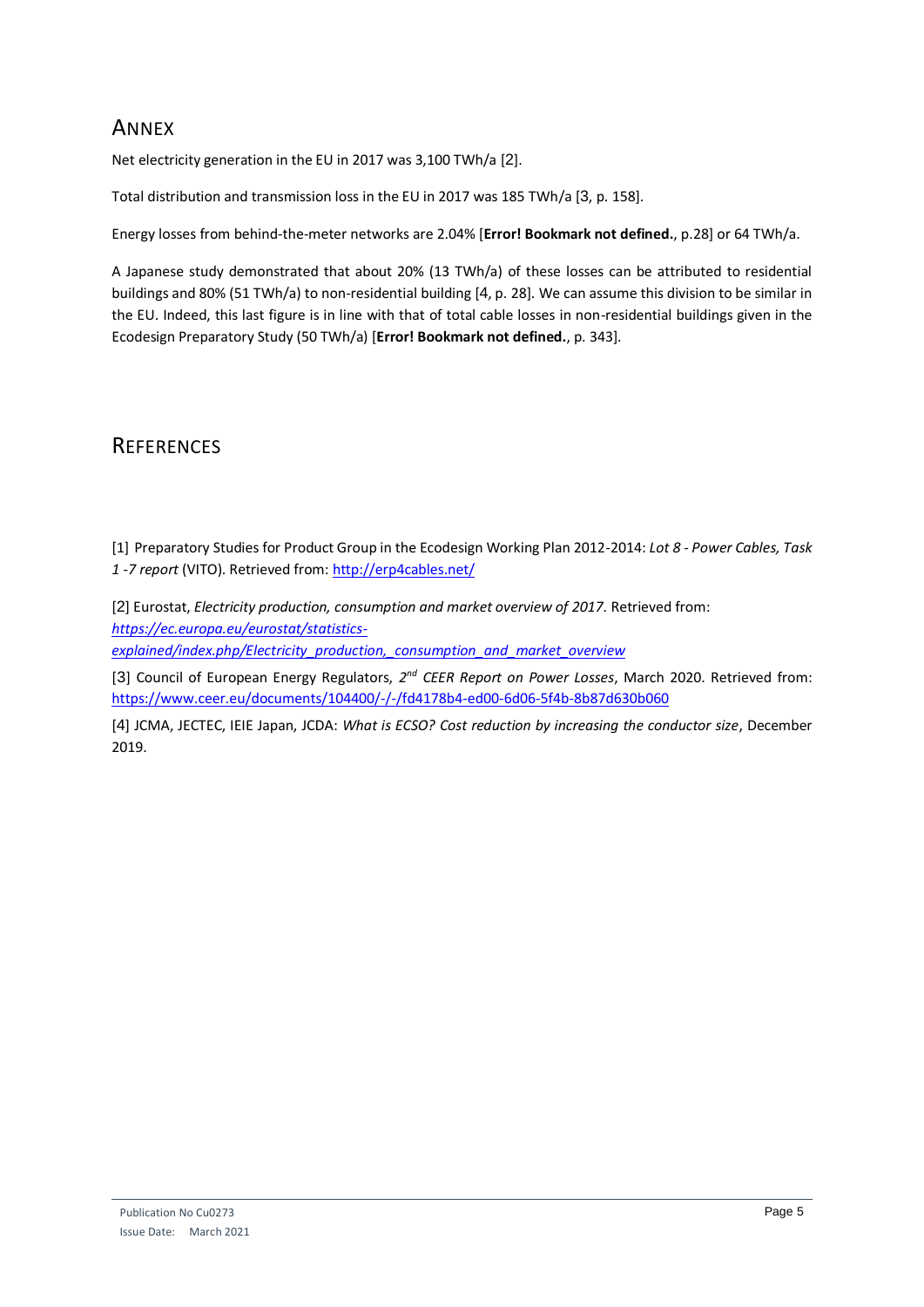## ANNEX

Net electricity generation in the EU in 2017 was 3,100 TWh/a [2].

Total distribution and transmission loss in the EU in 2017 was 185 TWh/a [3, p. 158].

Energy losses from behind-the-meter networks are 2.04% [**Error! Bookmark not defined.**, p.28] or 64 TWh/a.

A Japanese study demonstrated that about 20% (13 TWh/a) of these losses can be attributed to residential buildings and 80% (51 TWh/a) to non-residential building [4, p. 28]. We can assume this division to be similar in the EU. Indeed, this last figure is in line with that of total cable losses in non-residential buildings given in the Ecodesign Preparatory Study (50 TWh/a) [**Error! Bookmark not defined.**, p. 343].

## REFERENCES

[1] Preparatory Studies for Product Group in the Ecodesign Working Plan 2012-2014: *Lot 8 - Power Cables, Task 1 -7 report* (VITO). Retrieved from: http://erp4cables.net/

[2] Eurostat, *Electricity production, consumption and market overview of 2017.* Retrieved from: *https://ec.europa.eu/eurostat/statistics-explained/index.php/Electricity_production,_consumption_and_market_overview*

[3] Council of European Energy Regulators, *2nd CEER Report on Power Losses*, March 2020. Retrieved from: https://www.ceer.eu/documents/104400/-/-/fd4178b4-ed00-6d06-5f4b-8b87d630b060

[4] JCMA, JECTEC, IEIE Japan, JCDA: *What is ECSO? Cost reduction by increasing the conductor size*, December 2019.